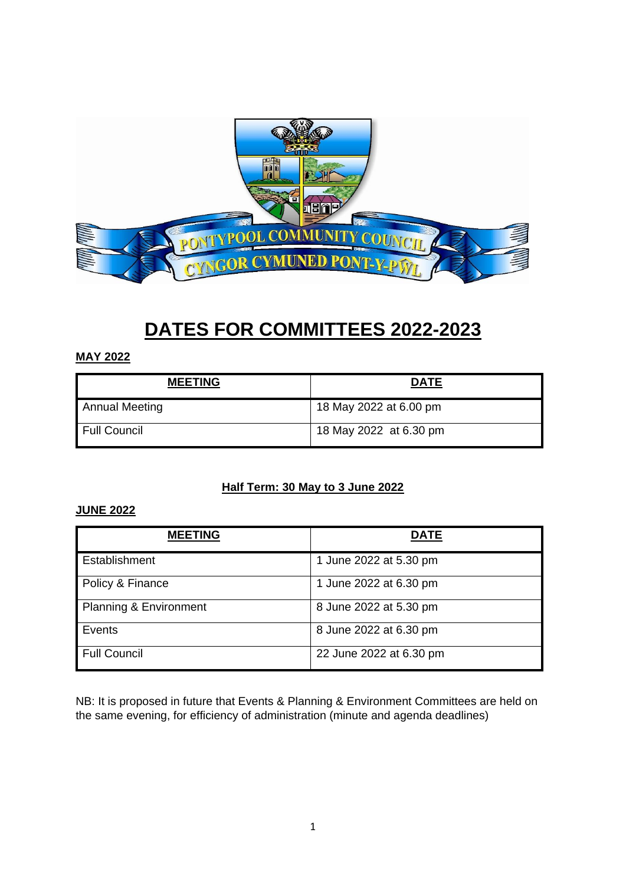# DATES FOR COMMITTEES 2022-2023

**MAY 2022**

| MEETING | DATE |
| --- | --- |
| Annual Meeting | 18 May 2022 at 6.00 pm |
| Full Council | 18 May 2022 at 6.30 pm |

**Half Term: 30 May to 3 June 2022**

**JUNE 2022**

| MEETING | DATE |
| --- | --- |
| Establishment | 1 June 2022 at 5.30 pm |
| Policy & Finance | 1 June 2022 at 6.30 pm |
| Planning & Environment | 8 June 2022 at 5.30 pm |
| Events | 8 June 2022 at 6.30 pm |
| Full Council | 22 June 2022 at 6.30 pm |

NB: It is proposed in future that Events & Planning & Environment Committees are held on the same evening, for efficiency of administration (minute and agenda deadlines)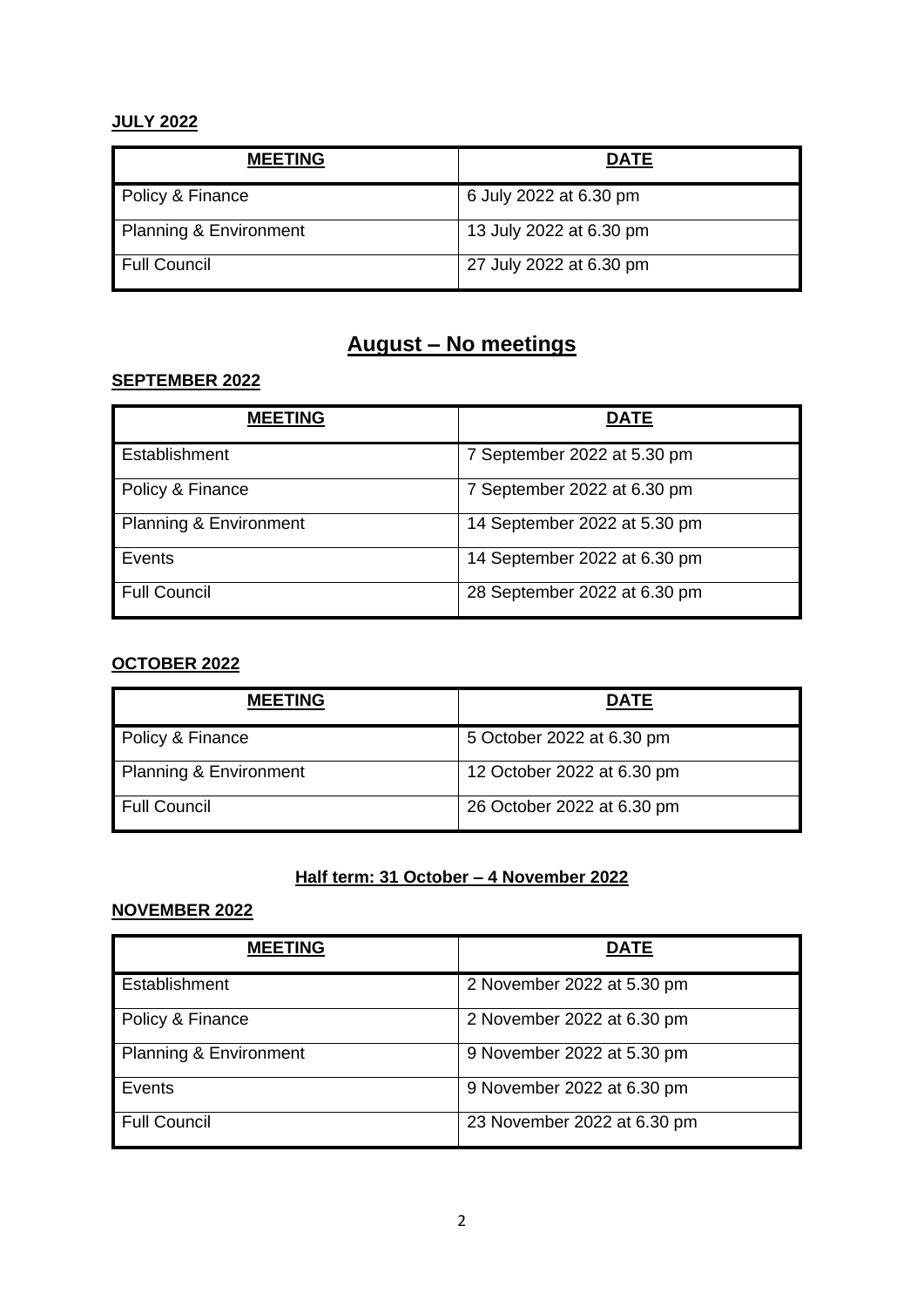**JULY 2022**

| MEETING | DATE |
|---|---|
| Policy & Finance | 6 July 2022 at 6.30 pm |
| Planning & Environment | 13 July 2022 at 6.30 pm |
| Full Council | 27 July 2022 at 6.30 pm |

## August – No meetings

**SEPTEMBER 2022**

| MEETING | DATE |
|---|---|
| Establishment | 7 September 2022 at 5.30 pm |
| Policy & Finance | 7 September 2022 at 6.30 pm |
| Planning & Environment | 14 September 2022 at 5.30 pm |
| Events | 14 September 2022 at 6.30 pm |
| Full Council | 28 September 2022 at 6.30 pm |

**OCTOBER 2022**

| MEETING | DATE |
|---|---|
| Policy & Finance | 5 October 2022 at 6.30 pm |
| Planning & Environment | 12 October 2022 at 6.30 pm |
| Full Council | 26 October 2022 at 6.30 pm |

**Half term: 31 October – 4 November 2022**

**NOVEMBER 2022**

| MEETING | DATE |
|---|---|
| Establishment | 2 November 2022 at 5.30 pm |
| Policy & Finance | 2 November 2022 at 6.30 pm |
| Planning & Environment | 9 November 2022 at 5.30 pm |
| Events | 9 November 2022 at 6.30 pm |
| Full Council | 23 November 2022 at 6.30 pm |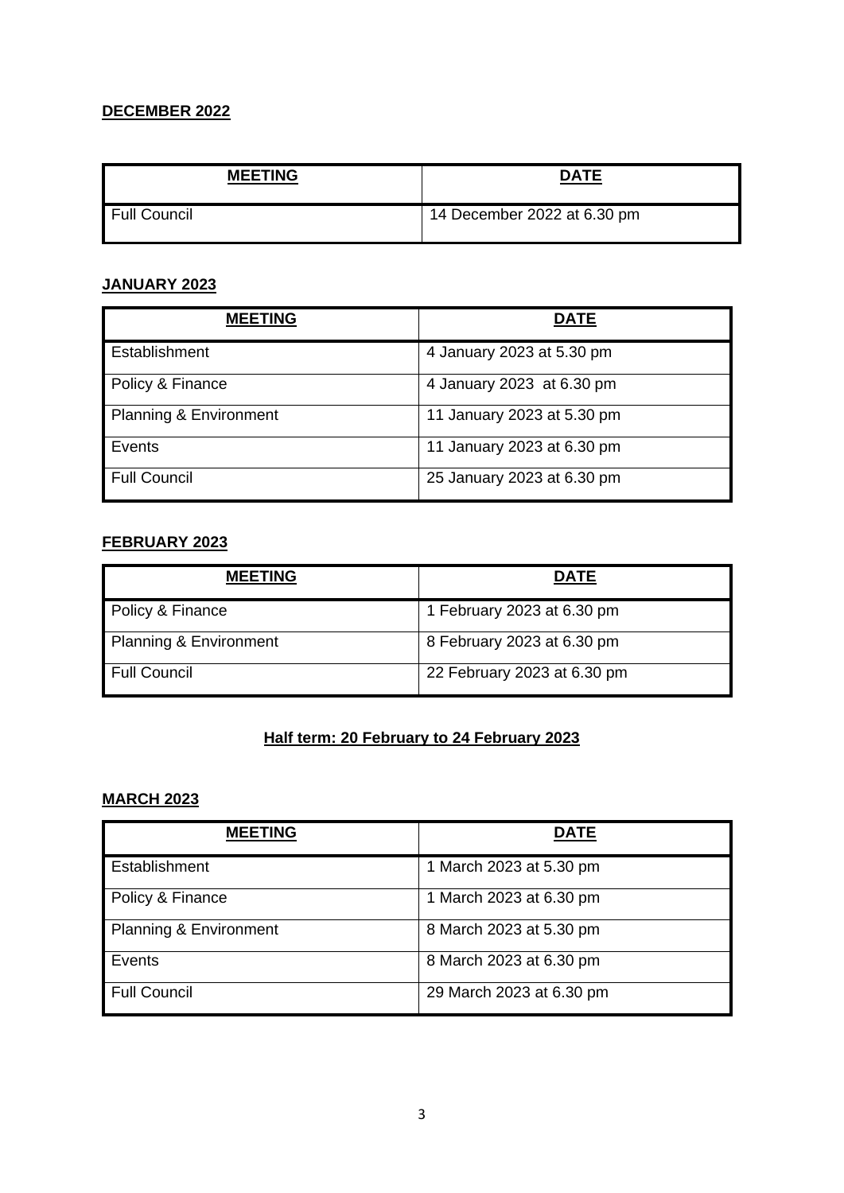**DECEMBER 2022**

| **MEETING** | **DATE** |
|---|---|
| Full Council | 14 December 2022 at 6.30 pm |

**JANUARY 2023**

| **MEETING** | **DATE** |
|---|---|
| Establishment | 4 January 2023 at 5.30 pm |
| Policy & Finance | 4 January 2023 at 6.30 pm |
| Planning & Environment | 11 January 2023 at 5.30 pm |
| Events | 11 January 2023 at 6.30 pm |
| Full Council | 25 January 2023 at 6.30 pm |

**FEBRUARY 2023**

| **MEETING** | **DATE** |
|---|---|
| Policy & Finance | 1 February 2023 at 6.30 pm |
| Planning & Environment | 8 February 2023 at 6.30 pm |
| Full Council | 22 February 2023 at 6.30 pm |

**Half term: 20 February to 24 February 2023**

**MARCH 2023**

| **MEETING** | **DATE** |
|---|---|
| Establishment | 1 March 2023 at 5.30 pm |
| Policy & Finance | 1 March 2023 at 6.30 pm |
| Planning & Environment | 8 March 2023 at 5.30 pm |
| Events | 8 March 2023 at 6.30 pm |
| Full Council | 29 March 2023 at 6.30 pm |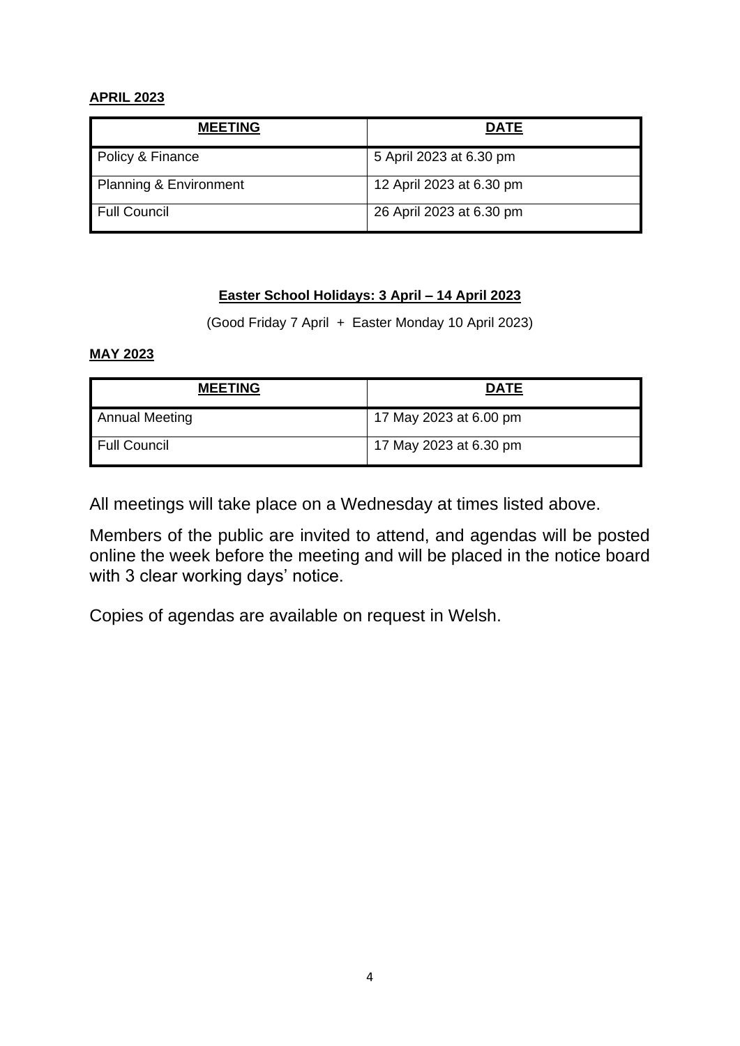**APRIL 2023**

| MEETING | DATE |
| --- | --- |
| Policy & Finance | 5 April 2023 at 6.30 pm |
| Planning & Environment | 12 April 2023 at 6.30 pm |
| Full Council | 26 April 2023 at 6.30 pm |

**Easter School Holidays: 3 April – 14 April 2023**

(Good Friday 7 April + Easter Monday 10 April 2023)

**MAY 2023**

| MEETING | DATE |
| --- | --- |
| Annual Meeting | 17 May 2023 at 6.00 pm |
| Full Council | 17 May 2023 at 6.30 pm |

All meetings will take place on a Wednesday at times listed above.

Members of the public are invited to attend, and agendas will be posted online the week before the meeting and will be placed in the notice board with 3 clear working days' notice.

Copies of agendas are available on request in Welsh.